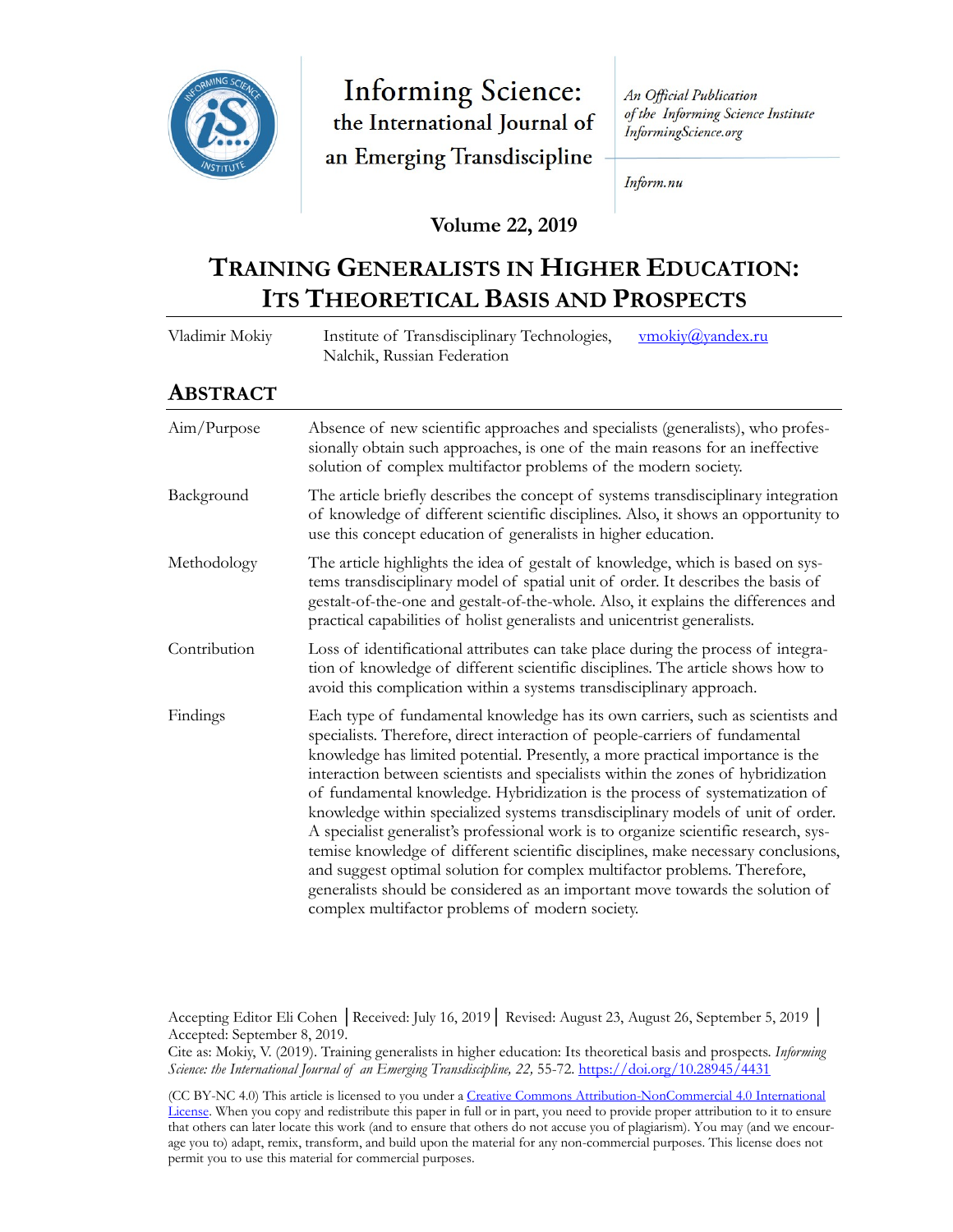Informing Science: the International Journal of an Emerging Transdiscipline

*An Official Publication of the Informing Science Institute InformingScience.org*

*Inform.nu*

**Volume 22, 2019**

# TRAINING GENERALISTS IN HIGHER EDUCATION: ITS THEORETICAL BASIS AND PROSPECTS

| | | |
|---|---|---|
| Vladimir Mokiy | Institute of Transdisciplinary Technologies, Nalchik, Russian Federation | vmokiy@yandex.ru |

## ABSTRACT

| | |
|---|---|
| Aim/Purpose | Absence of new scientific approaches and specialists (generalists), who professionally obtain such approaches, is one of the main reasons for an ineffective solution of complex multifactor problems of the modern society. |
| Background | The article briefly describes the concept of systems transdisciplinary integration of knowledge of different scientific disciplines. Also, it shows an opportunity to use this concept education of generalists in higher education. |
| Methodology | The article highlights the idea of gestalt of knowledge, which is based on systems transdisciplinary model of spatial unit of order. It describes the basis of gestalt-of-the-one and gestalt-of-the-whole. Also, it explains the differences and practical capabilities of holist generalists and unicentrist generalists. |
| Contribution | Loss of identificational attributes can take place during the process of integration of knowledge of different scientific disciplines. The article shows how to avoid this complication within a systems transdisciplinary approach. |
| Findings | Each type of fundamental knowledge has its own carriers, such as scientists and specialists. Therefore, direct interaction of people-carriers of fundamental knowledge has limited potential. Presently, a more practical importance is the interaction between scientists and specialists within the zones of hybridization of fundamental knowledge. Hybridization is the process of systematization of knowledge within specialized systems transdisciplinary models of unit of order. A specialist generalist's professional work is to organize scientific research, systemise knowledge of different scientific disciplines, make necessary conclusions, and suggest optimal solution for complex multifactor problems. Therefore, generalists should be considered as an important move towards the solution of complex multifactor problems of modern society. |

Accepting Editor Eli Cohen │Received: July 16, 2019│ Revised: August 23, August 26, September 5, 2019 │ Accepted: September 8, 2019.

Cite as: Mokiy, V. (2019). Training generalists in higher education: Its theoretical basis and prospects. *Informing Science: the International Journal of an Emerging Transdiscipline, 22,* 55-72. https://doi.org/10.28945/4431

(CC BY-NC 4.0) This article is licensed to you under a Creative Commons Attribution-NonCommercial 4.0 International License. When you copy and redistribute this paper in full or in part, you need to provide proper attribution to it to ensure that others can later locate this work (and to ensure that others do not accuse you of plagiarism). You may (and we encourage you to) adapt, remix, transform, and build upon the material for any non-commercial purposes. This license does not permit you to use this material for commercial purposes.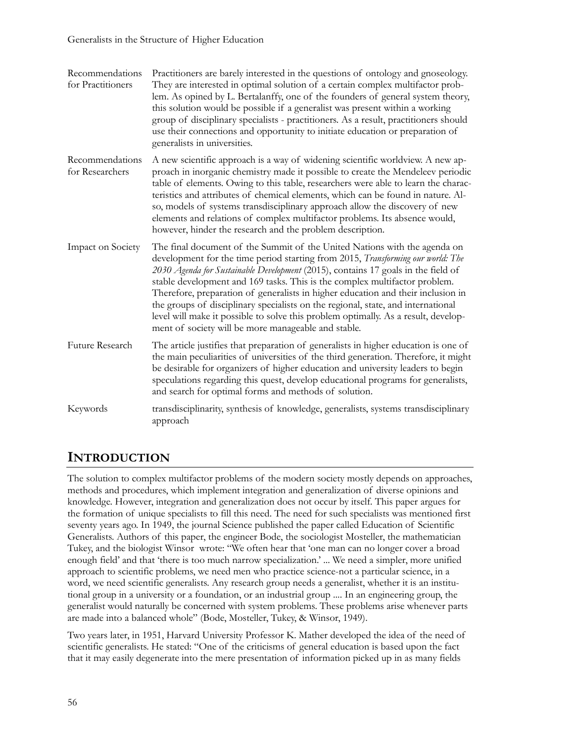| | |
|---|---|
| Recommendations for Practitioners | Practitioners are barely interested in the questions of ontology and gnoseology. They are interested in optimal solution of a certain complex multifactor problem. As opined by L. Bertalanffy, one of the founders of general system theory, this solution would be possible if a generalist was present within a working group of disciplinary specialists - practitioners. As a result, practitioners should use their connections and opportunity to initiate education or preparation of generalists in universities. |
| Recommendations for Researchers | A new scientific approach is a way of widening scientific worldview. A new approach in inorganic chemistry made it possible to create the Mendeleev periodic table of elements. Owing to this table, researchers were able to learn the characteristics and attributes of chemical elements, which can be found in nature. Also, models of systems transdisciplinary approach allow the discovery of new elements and relations of complex multifactor problems. Its absence would, however, hinder the research and the problem description. |
| Impact on Society | The final document of the Summit of the United Nations with the agenda on development for the time period starting from 2015, *Transforming our world: The 2030 Agenda for Sustainable Development* (2015), contains 17 goals in the field of stable development and 169 tasks. This is the complex multifactor problem. Therefore, preparation of generalists in higher education and their inclusion in the groups of disciplinary specialists on the regional, state, and international level will make it possible to solve this problem optimally. As a result, development of society will be more manageable and stable. |
| Future Research | The article justifies that preparation of generalists in higher education is one of the main peculiarities of universities of the third generation. Therefore, it might be desirable for organizers of higher education and university leaders to begin speculations regarding this quest, develop educational programs for generalists, and search for optimal forms and methods of solution. |
| Keywords | transdisciplinarity, synthesis of knowledge, generalists, systems transdisciplinary approach |

## INTRODUCTION

The solution to complex multifactor problems of the modern society mostly depends on approaches, methods and procedures, which implement integration and generalization of diverse opinions and knowledge. However, integration and generalization does not occur by itself. This paper argues for the formation of unique specialists to fill this need. The need for such specialists was mentioned first seventy years ago. In 1949, the journal Science published the paper called Education of Scientific Generalists. Authors of this paper, the engineer Bode, the sociologist Mosteller, the mathematician Tukey, and the biologist Winsor wrote: "We often hear that 'one man can no longer cover a broad enough field' and that 'there is too much narrow specialization.' ... We need a simpler, more unified approach to scientific problems, we need men who practice science-not a particular science, in a word, we need scientific generalists. Any research group needs a generalist, whether it is an institutional group in a university or a foundation, or an industrial group .... In an engineering group, the generalist would naturally be concerned with system problems. These problems arise whenever parts are made into a balanced whole" (Bode, Mosteller, Tukey, & Winsor, 1949).

Two years later, in 1951, Harvard University Professor K. Mather developed the idea of the need of scientific generalists. He stated: "One of the criticisms of general education is based upon the fact that it may easily degenerate into the mere presentation of information picked up in as many fields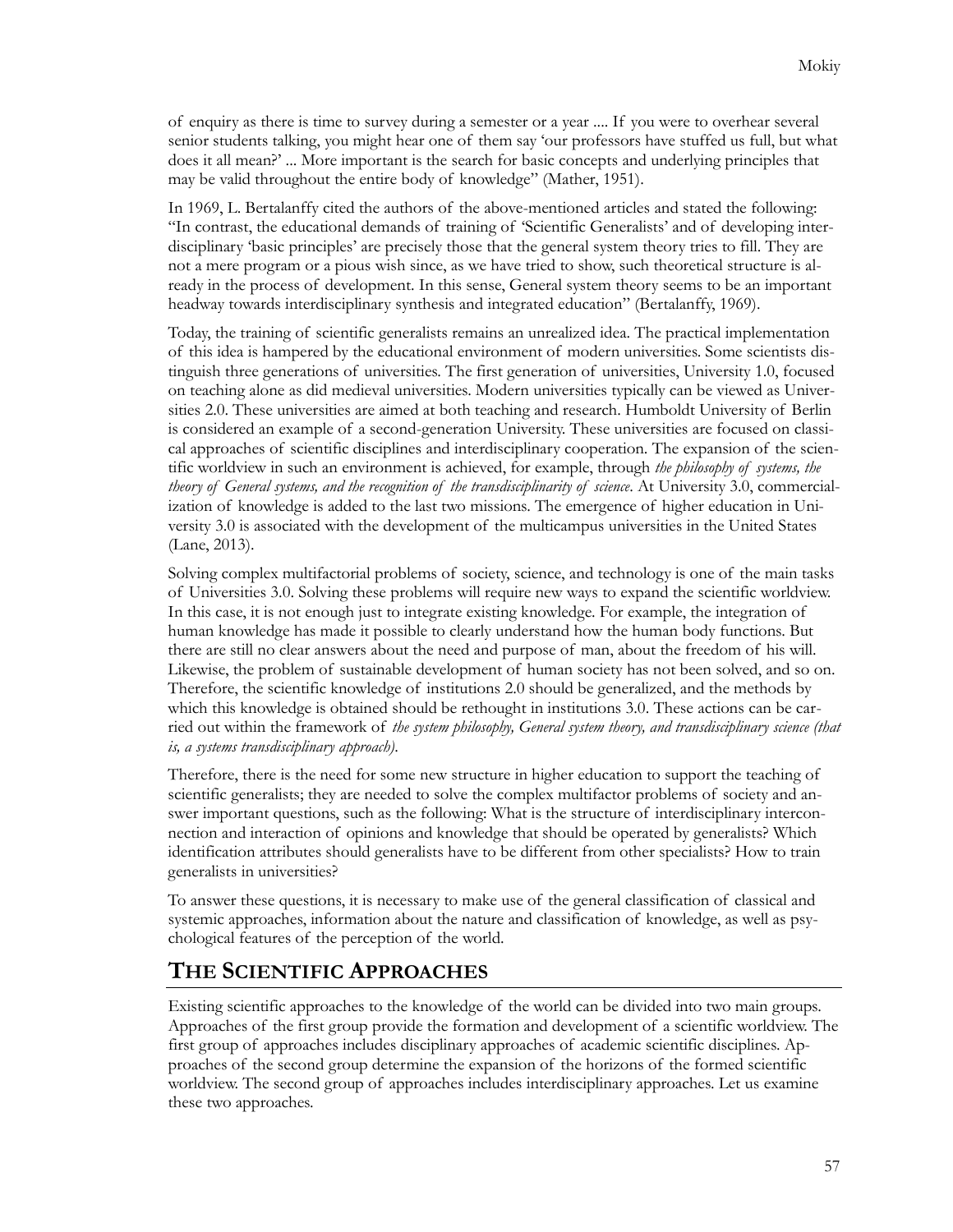of enquiry as there is time to survey during a semester or a year .... If you were to overhear several senior students talking, you might hear one of them say 'our professors have stuffed us full, but what does it all mean?' ... More important is the search for basic concepts and underlying principles that may be valid throughout the entire body of knowledge" (Mather, 1951).

In 1969, L. Bertalanffy cited the authors of the above-mentioned articles and stated the following: "In contrast, the educational demands of training of 'Scientific Generalists' and of developing interdisciplinary 'basic principles' are precisely those that the general system theory tries to fill. They are not a mere program or a pious wish since, as we have tried to show, such theoretical structure is already in the process of development. In this sense, General system theory seems to be an important headway towards interdisciplinary synthesis and integrated education" (Bertalanffy, 1969).

Today, the training of scientific generalists remains an unrealized idea. The practical implementation of this idea is hampered by the educational environment of modern universities. Some scientists distinguish three generations of universities. The first generation of universities, University 1.0, focused on teaching alone as did medieval universities. Modern universities typically can be viewed as Universities 2.0. These universities are aimed at both teaching and research. Humboldt University of Berlin is considered an example of a second-generation University. These universities are focused on classical approaches of scientific disciplines and interdisciplinary cooperation. The expansion of the scientific worldview in such an environment is achieved, for example, through *the philosophy of systems, the theory of General systems, and the recognition of the transdisciplinarity of science*. At University 3.0, commercialization of knowledge is added to the last two missions. The emergence of higher education in University 3.0 is associated with the development of the multicampus universities in the United States (Lane, 2013).

Solving complex multifactorial problems of society, science, and technology is one of the main tasks of Universities 3.0. Solving these problems will require new ways to expand the scientific worldview. In this case, it is not enough just to integrate existing knowledge. For example, the integration of human knowledge has made it possible to clearly understand how the human body functions. But there are still no clear answers about the need and purpose of man, about the freedom of his will. Likewise, the problem of sustainable development of human society has not been solved, and so on. Therefore, the scientific knowledge of institutions 2.0 should be generalized, and the methods by which this knowledge is obtained should be rethought in institutions 3.0. These actions can be carried out within the framework of *the system philosophy, General system theory, and transdisciplinary science (that is, a systems transdisciplinary approach)*.

Therefore, there is the need for some new structure in higher education to support the teaching of scientific generalists; they are needed to solve the complex multifactor problems of society and answer important questions, such as the following: What is the structure of interdisciplinary interconnection and interaction of opinions and knowledge that should be operated by generalists? Which identification attributes should generalists have to be different from other specialists? How to train generalists in universities?

To answer these questions, it is necessary to make use of the general classification of classical and systemic approaches, information about the nature and classification of knowledge, as well as psychological features of the perception of the world.

## THE SCIENTIFIC APPROACHES

Existing scientific approaches to the knowledge of the world can be divided into two main groups. Approaches of the first group provide the formation and development of a scientific worldview. The first group of approaches includes disciplinary approaches of academic scientific disciplines. Approaches of the second group determine the expansion of the horizons of the formed scientific worldview. The second group of approaches includes interdisciplinary approaches. Let us examine these two approaches.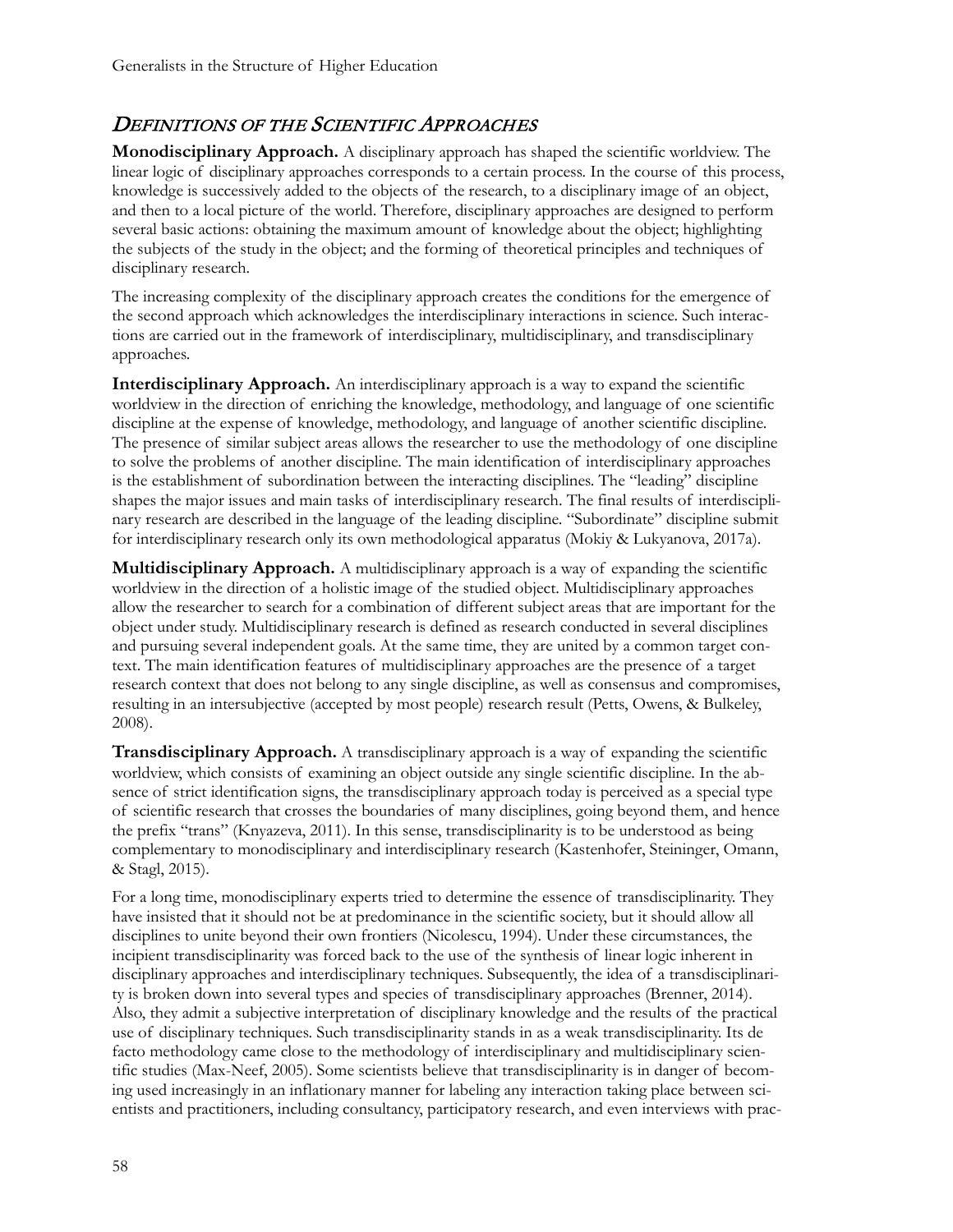## *Definitions of the Scientific Approaches*

**Monodisciplinary Approach.** A disciplinary approach has shaped the scientific worldview. The linear logic of disciplinary approaches corresponds to a certain process. In the course of this process, knowledge is successively added to the objects of the research, to a disciplinary image of an object, and then to a local picture of the world. Therefore, disciplinary approaches are designed to perform several basic actions: obtaining the maximum amount of knowledge about the object; highlighting the subjects of the study in the object; and the forming of theoretical principles and techniques of disciplinary research.

The increasing complexity of the disciplinary approach creates the conditions for the emergence of the second approach which acknowledges the interdisciplinary interactions in science. Such interactions are carried out in the framework of interdisciplinary, multidisciplinary, and transdisciplinary approaches.

**Interdisciplinary Approach.** An interdisciplinary approach is a way to expand the scientific worldview in the direction of enriching the knowledge, methodology, and language of one scientific discipline at the expense of knowledge, methodology, and language of another scientific discipline. The presence of similar subject areas allows the researcher to use the methodology of one discipline to solve the problems of another discipline. The main identification of interdisciplinary approaches is the establishment of subordination between the interacting disciplines. The "leading" discipline shapes the major issues and main tasks of interdisciplinary research. The final results of interdisciplinary research are described in the language of the leading discipline. "Subordinate" discipline submit for interdisciplinary research only its own methodological apparatus (Mokiy & Lukyanova, 2017a).

**Multidisciplinary Approach.** A multidisciplinary approach is a way of expanding the scientific worldview in the direction of a holistic image of the studied object. Multidisciplinary approaches allow the researcher to search for a combination of different subject areas that are important for the object under study. Multidisciplinary research is defined as research conducted in several disciplines and pursuing several independent goals. At the same time, they are united by a common target context. The main identification features of multidisciplinary approaches are the presence of a target research context that does not belong to any single discipline, as well as consensus and compromises, resulting in an intersubjective (accepted by most people) research result (Petts, Owens, & Bulkeley, 2008).

**Transdisciplinary Approach.** A transdisciplinary approach is a way of expanding the scientific worldview, which consists of examining an object outside any single scientific discipline. In the absence of strict identification signs, the transdisciplinary approach today is perceived as a special type of scientific research that crosses the boundaries of many disciplines, going beyond them, and hence the prefix "trans" (Knyazeva, 2011). In this sense, transdisciplinarity is to be understood as being complementary to monodisciplinary and interdisciplinary research (Kastenhofer, Steininger, Omann, & Stagl, 2015).

For a long time, monodisciplinary experts tried to determine the essence of transdisciplinarity. They have insisted that it should not be at predominance in the scientific society, but it should allow all disciplines to unite beyond their own frontiers (Nicolescu, 1994). Under these circumstances, the incipient transdisciplinarity was forced back to the use of the synthesis of linear logic inherent in disciplinary approaches and interdisciplinary techniques. Subsequently, the idea of a transdisciplinarity is broken down into several types and species of transdisciplinary approaches (Brenner, 2014). Also, they admit a subjective interpretation of disciplinary knowledge and the results of the practical use of disciplinary techniques. Such transdisciplinarity stands in as a weak transdisciplinarity. Its de facto methodology came close to the methodology of interdisciplinary and multidisciplinary scientific studies (Max-Neef, 2005). Some scientists believe that transdisciplinarity is in danger of becoming used increasingly in an inflationary manner for labeling any interaction taking place between scientists and practitioners, including consultancy, participatory research, and even interviews with prac-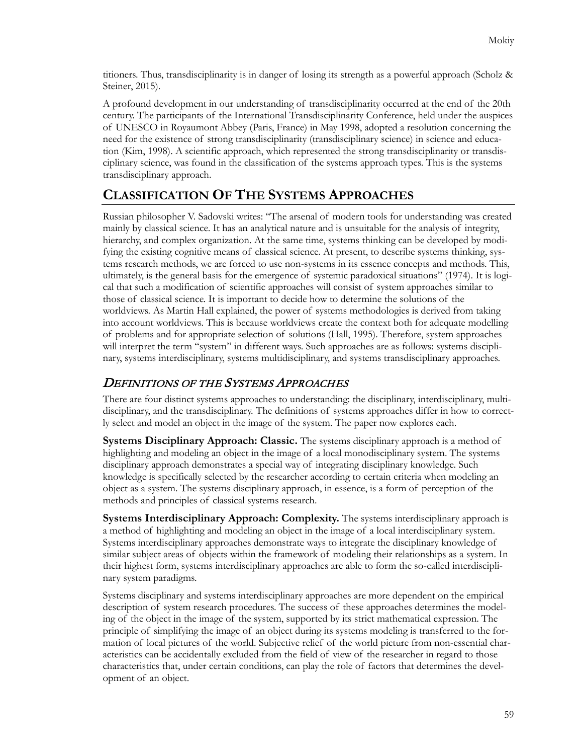titioners. Thus, transdisciplinarity is in danger of losing its strength as a powerful approach (Scholz & Steiner, 2015).

A profound development in our understanding of transdisciplinarity occurred at the end of the 20th century. The participants of the International Transdisciplinarity Conference, held under the auspices of UNESCO in Royaumont Abbey (Paris, France) in May 1998, adopted a resolution concerning the need for the existence of strong transdisciplinarity (transdisciplinary science) in science and education (Kim, 1998). A scientific approach, which represented the strong transdisciplinarity or transdisciplinary science, was found in the classification of the systems approach types. This is the systems transdisciplinary approach.

## Classification Of The Systems Approaches

Russian philosopher V. Sadovski writes: "The arsenal of modern tools for understanding was created mainly by classical science. It has an analytical nature and is unsuitable for the analysis of integrity, hierarchy, and complex organization. At the same time, systems thinking can be developed by modifying the existing cognitive means of classical science. At present, to describe systems thinking, systems research methods, we are forced to use non-systems in its essence concepts and methods. This, ultimately, is the general basis for the emergence of systemic paradoxical situations" (1974). It is logical that such a modification of scientific approaches will consist of system approaches similar to those of classical science. It is important to decide how to determine the solutions of the worldviews. As Martin Hall explained, the power of systems methodologies is derived from taking into account worldviews. This is because worldviews create the context both for adequate modelling of problems and for appropriate selection of solutions (Hall, 1995). Therefore, system approaches will interpret the term "system" in different ways. Such approaches are as follows: systems disciplinary, systems interdisciplinary, systems multidisciplinary, and systems transdisciplinary approaches.

### *Definitions of the Systems Approaches*

There are four distinct systems approaches to understanding: the disciplinary, interdisciplinary, multidisciplinary, and the transdisciplinary. The definitions of systems approaches differ in how to correctly select and model an object in the image of the system. The paper now explores each.

**Systems Disciplinary Approach: Classic.** The systems disciplinary approach is a method of highlighting and modeling an object in the image of a local monodisciplinary system. The systems disciplinary approach demonstrates a special way of integrating disciplinary knowledge. Such knowledge is specifically selected by the researcher according to certain criteria when modeling an object as a system. The systems disciplinary approach, in essence, is a form of perception of the methods and principles of classical systems research.

**Systems Interdisciplinary Approach: Complexity.** The systems interdisciplinary approach is a method of highlighting and modeling an object in the image of a local interdisciplinary system. Systems interdisciplinary approaches demonstrate ways to integrate the disciplinary knowledge of similar subject areas of objects within the framework of modeling their relationships as a system. In their highest form, systems interdisciplinary approaches are able to form the so-called interdisciplinary system paradigms.

Systems disciplinary and systems interdisciplinary approaches are more dependent on the empirical description of system research procedures. The success of these approaches determines the modeling of the object in the image of the system, supported by its strict mathematical expression. The principle of simplifying the image of an object during its systems modeling is transferred to the formation of local pictures of the world. Subjective relief of the world picture from non-essential characteristics can be accidentally excluded from the field of view of the researcher in regard to those characteristics that, under certain conditions, can play the role of factors that determines the development of an object.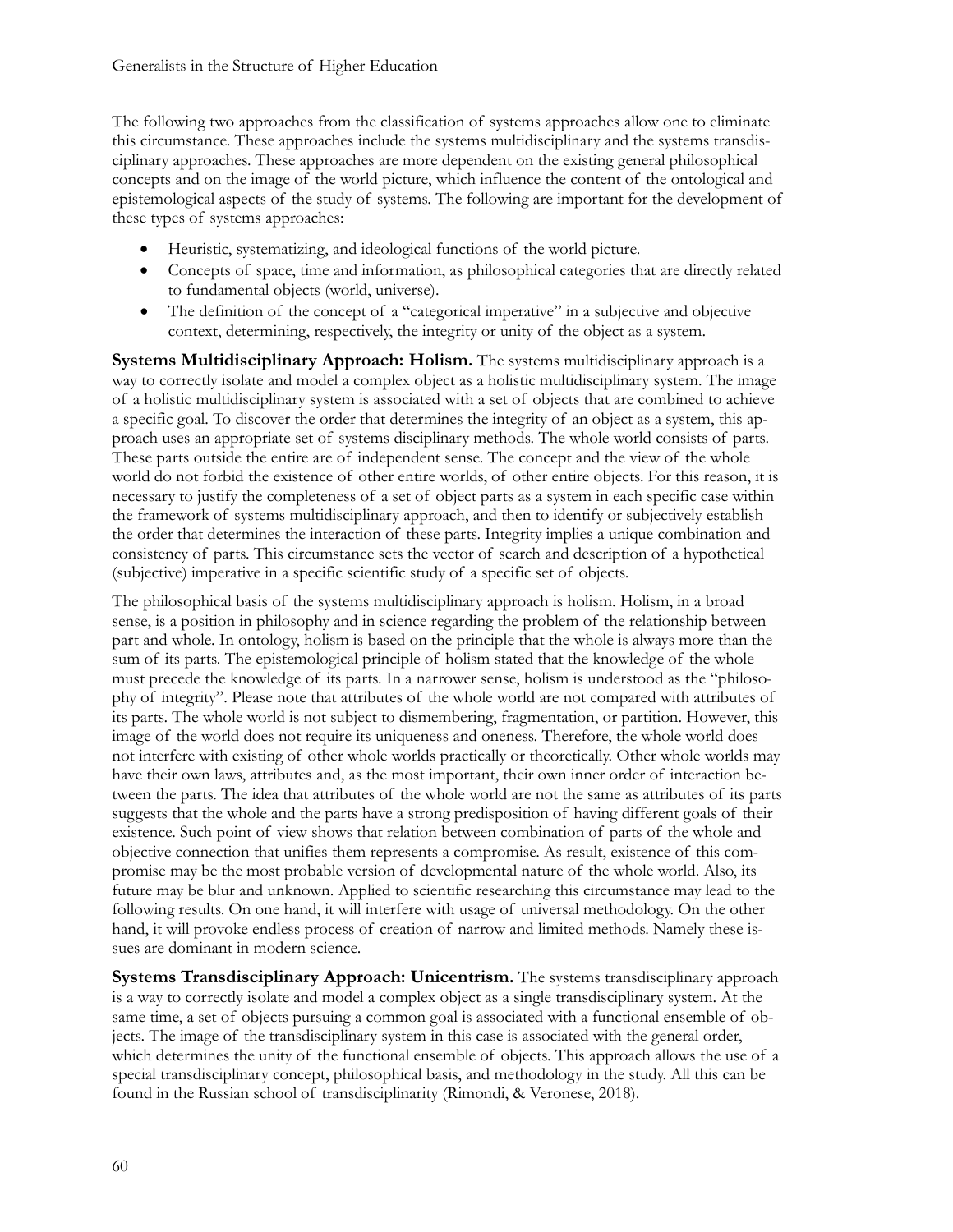The following two approaches from the classification of systems approaches allow one to eliminate this circumstance. These approaches include the systems multidisciplinary and the systems transdisciplinary approaches. These approaches are more dependent on the existing general philosophical concepts and on the image of the world picture, which influence the content of the ontological and epistemological aspects of the study of systems. The following are important for the development of these types of systems approaches:

- Heuristic, systematizing, and ideological functions of the world picture.
- Concepts of space, time and information, as philosophical categories that are directly related to fundamental objects (world, universe).
- The definition of the concept of a "categorical imperative" in a subjective and objective context, determining, respectively, the integrity or unity of the object as a system.

**Systems Multidisciplinary Approach: Holism.** The systems multidisciplinary approach is a way to correctly isolate and model a complex object as a holistic multidisciplinary system. The image of a holistic multidisciplinary system is associated with a set of objects that are combined to achieve a specific goal. To discover the order that determines the integrity of an object as a system, this approach uses an appropriate set of systems disciplinary methods. The whole world consists of parts. These parts outside the entire are of independent sense. The concept and the view of the whole world do not forbid the existence of other entire worlds, of other entire objects. For this reason, it is necessary to justify the completeness of a set of object parts as a system in each specific case within the framework of systems multidisciplinary approach, and then to identify or subjectively establish the order that determines the interaction of these parts. Integrity implies a unique combination and consistency of parts. This circumstance sets the vector of search and description of a hypothetical (subjective) imperative in a specific scientific study of a specific set of objects.

The philosophical basis of the systems multidisciplinary approach is holism. Holism, in a broad sense, is a position in philosophy and in science regarding the problem of the relationship between part and whole. In ontology, holism is based on the principle that the whole is always more than the sum of its parts. The epistemological principle of holism stated that the knowledge of the whole must precede the knowledge of its parts. In a narrower sense, holism is understood as the "philosophy of integrity". Please note that attributes of the whole world are not compared with attributes of its parts. The whole world is not subject to dismembering, fragmentation, or partition. However, this image of the world does not require its uniqueness and oneness. Therefore, the whole world does not interfere with existing of other whole worlds practically or theoretically. Other whole worlds may have their own laws, attributes and, as the most important, their own inner order of interaction between the parts. The idea that attributes of the whole world are not the same as attributes of its parts suggests that the whole and the parts have a strong predisposition of having different goals of their existence. Such point of view shows that relation between combination of parts of the whole and objective connection that unifies them represents a compromise. As result, existence of this compromise may be the most probable version of developmental nature of the whole world. Also, its future may be blur and unknown. Applied to scientific researching this circumstance may lead to the following results. On one hand, it will interfere with usage of universal methodology. On the other hand, it will provoke endless process of creation of narrow and limited methods. Namely these issues are dominant in modern science.

**Systems Transdisciplinary Approach: Unicentrism.** The systems transdisciplinary approach is a way to correctly isolate and model a complex object as a single transdisciplinary system. At the same time, a set of objects pursuing a common goal is associated with a functional ensemble of objects. The image of the transdisciplinary system in this case is associated with the general order, which determines the unity of the functional ensemble of objects. This approach allows the use of a special transdisciplinary concept, philosophical basis, and methodology in the study. All this can be found in the Russian school of transdisciplinarity (Rimondi, & Veronese, 2018).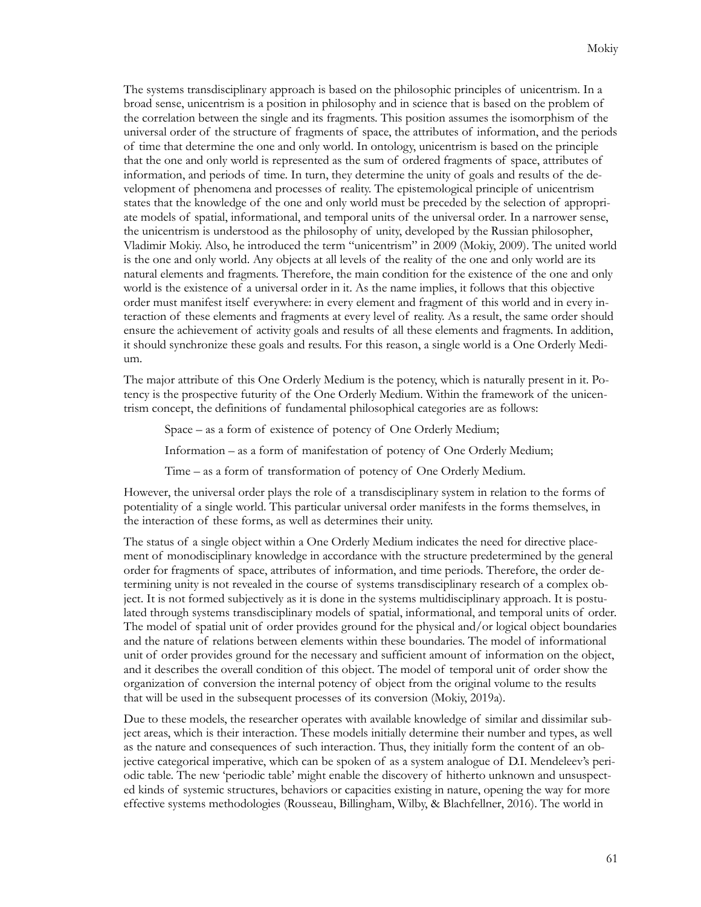The systems transdisciplinary approach is based on the philosophic principles of unicentrism. In a broad sense, unicentrism is a position in philosophy and in science that is based on the problem of the correlation between the single and its fragments. This position assumes the isomorphism of the universal order of the structure of fragments of space, the attributes of information, and the periods of time that determine the one and only world. In ontology, unicentrism is based on the principle that the one and only world is represented as the sum of ordered fragments of space, attributes of information, and periods of time. In turn, they determine the unity of goals and results of the development of phenomena and processes of reality. The epistemological principle of unicentrism states that the knowledge of the one and only world must be preceded by the selection of appropriate models of spatial, informational, and temporal units of the universal order. In a narrower sense, the unicentrism is understood as the philosophy of unity, developed by the Russian philosopher, Vladimir Mokiy. Also, he introduced the term "unicentrism" in 2009 (Mokiy, 2009). The united world is the one and only world. Any objects at all levels of the reality of the one and only world are its natural elements and fragments. Therefore, the main condition for the existence of the one and only world is the existence of a universal order in it. As the name implies, it follows that this objective order must manifest itself everywhere: in every element and fragment of this world and in every interaction of these elements and fragments at every level of reality. As a result, the same order should ensure the achievement of activity goals and results of all these elements and fragments. In addition, it should synchronize these goals and results. For this reason, a single world is a One Orderly Medium.

The major attribute of this One Orderly Medium is the potency, which is naturally present in it. Potency is the prospective futurity of the One Orderly Medium. Within the framework of the unicentrism concept, the definitions of fundamental philosophical categories are as follows:

Space – as a form of existence of potency of One Orderly Medium;

Information – as a form of manifestation of potency of One Orderly Medium;

Time – as a form of transformation of potency of One Orderly Medium.

However, the universal order plays the role of a transdisciplinary system in relation to the forms of potentiality of a single world. This particular universal order manifests in the forms themselves, in the interaction of these forms, as well as determines their unity.

The status of a single object within a One Orderly Medium indicates the need for directive placement of monodisciplinary knowledge in accordance with the structure predetermined by the general order for fragments of space, attributes of information, and time periods. Therefore, the order determining unity is not revealed in the course of systems transdisciplinary research of a complex object. It is not formed subjectively as it is done in the systems multidisciplinary approach. It is postulated through systems transdisciplinary models of spatial, informational, and temporal units of order. The model of spatial unit of order provides ground for the physical and/or logical object boundaries and the nature of relations between elements within these boundaries. The model of informational unit of order provides ground for the necessary and sufficient amount of information on the object, and it describes the overall condition of this object. The model of temporal unit of order show the organization of conversion the internal potency of object from the original volume to the results that will be used in the subsequent processes of its conversion (Mokiy, 2019a).

Due to these models, the researcher operates with available knowledge of similar and dissimilar subject areas, which is their interaction. These models initially determine their number and types, as well as the nature and consequences of such interaction. Thus, they initially form the content of an objective categorical imperative, which can be spoken of as a system analogue of D.I. Mendeleev's periodic table. The new 'periodic table' might enable the discovery of hitherto unknown and unsuspected kinds of systemic structures, behaviors or capacities existing in nature, opening the way for more effective systems methodologies (Rousseau, Billingham, Wilby, & Blachfellner, 2016). The world in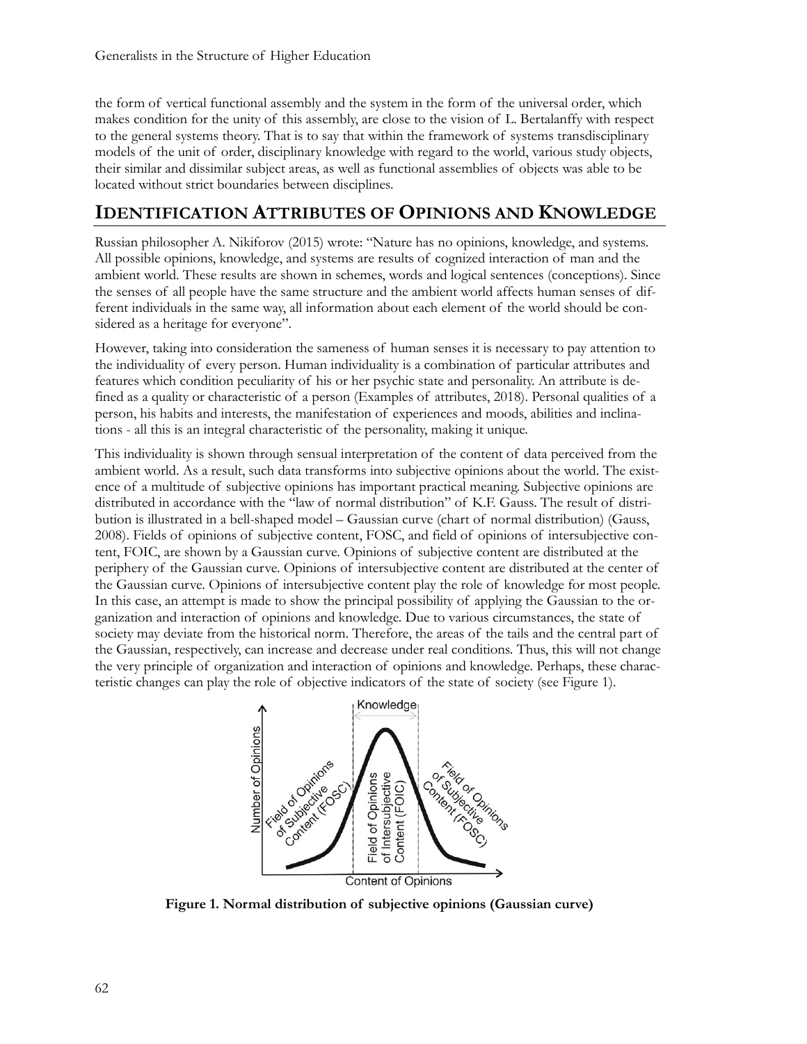the form of vertical functional assembly and the system in the form of the universal order, which makes condition for the unity of this assembly, are close to the vision of L. Bertalanffy with respect to the general systems theory. That is to say that within the framework of systems transdisciplinary models of the unit of order, disciplinary knowledge with regard to the world, various study objects, their similar and dissimilar subject areas, as well as functional assemblies of objects was able to be located without strict boundaries between disciplines.

## Identification Attributes of Opinions and Knowledge

Russian philosopher A. Nikiforov (2015) wrote: "Nature has no opinions, knowledge, and systems. All possible opinions, knowledge, and systems are results of cognized interaction of man and the ambient world. These results are shown in schemes, words and logical sentences (conceptions). Since the senses of all people have the same structure and the ambient world affects human senses of different individuals in the same way, all information about each element of the world should be considered as a heritage for everyone".

However, taking into consideration the sameness of human senses it is necessary to pay attention to the individuality of every person. Human individuality is a combination of particular attributes and features which condition peculiarity of his or her psychic state and personality. An attribute is defined as a quality or characteristic of a person (Examples of attributes, 2018). Personal qualities of a person, his habits and interests, the manifestation of experiences and moods, abilities and inclinations - all this is an integral characteristic of the personality, making it unique.

This individuality is shown through sensual interpretation of the content of data perceived from the ambient world. As a result, such data transforms into subjective opinions about the world. The existence of a multitude of subjective opinions has important practical meaning. Subjective opinions are distributed in accordance with the "law of normal distribution" of K.F. Gauss. The result of distribution is illustrated in a bell-shaped model – Gaussian curve (chart of normal distribution) (Gauss, 2008). Fields of opinions of subjective content, FOSC, and field of opinions of intersubjective content, FOIC, are shown by a Gaussian curve. Opinions of subjective content are distributed at the periphery of the Gaussian curve. Opinions of intersubjective content are distributed at the center of the Gaussian curve. Opinions of intersubjective content play the role of knowledge for most people. In this case, an attempt is made to show the principal possibility of applying the Gaussian to the organization and interaction of opinions and knowledge. Due to various circumstances, the state of society may deviate from the historical norm. Therefore, the areas of the tails and the central part of the Gaussian, respectively, can increase and decrease under real conditions. Thus, this will not change the very principle of organization and interaction of opinions and knowledge. Perhaps, these characteristic changes can play the role of objective indicators of the state of society (see Figure 1).

**Figure 1. Normal distribution of subjective opinions (Gaussian curve)**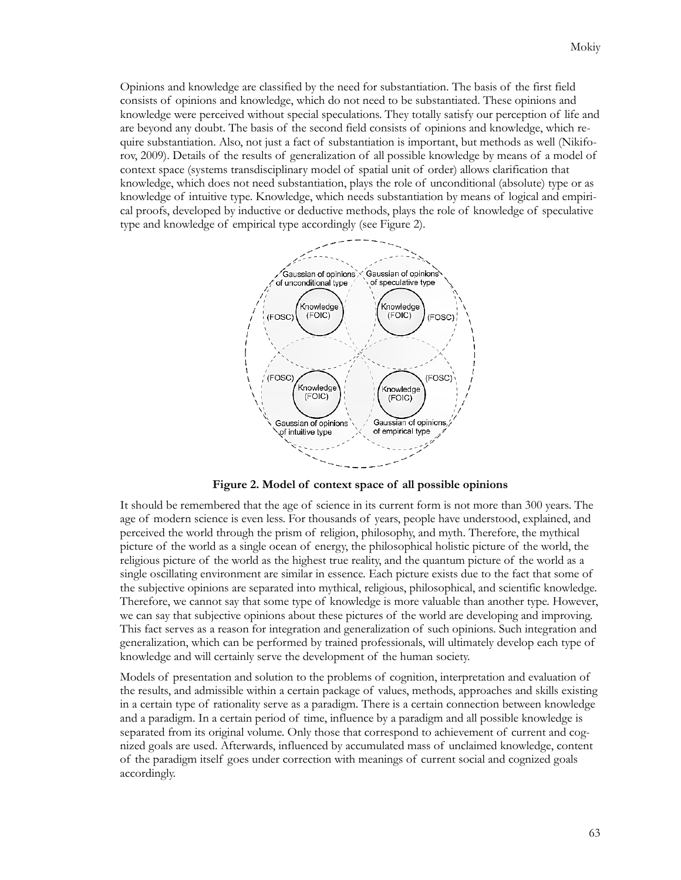Opinions and knowledge are classified by the need for substantiation. The basis of the first field consists of opinions and knowledge, which do not need to be substantiated. These opinions and knowledge were perceived without special speculations. They totally satisfy our perception of life and are beyond any doubt. The basis of the second field consists of opinions and knowledge, which require substantiation. Also, not just a fact of substantiation is important, but methods as well (Nikiforov, 2009). Details of the results of generalization of all possible knowledge by means of a model of context space (systems transdisciplinary model of spatial unit of order) allows clarification that knowledge, which does not need substantiation, plays the role of unconditional (absolute) type or as knowledge of intuitive type. Knowledge, which needs substantiation by means of logical and empirical proofs, developed by inductive or deductive methods, plays the role of knowledge of speculative type and knowledge of empirical type accordingly (see Figure 2).

**Figure 2. Model of context space of all possible opinions**

It should be remembered that the age of science in its current form is not more than 300 years. The age of modern science is even less. For thousands of years, people have understood, explained, and perceived the world through the prism of religion, philosophy, and myth. Therefore, the mythical picture of the world as a single ocean of energy, the philosophical holistic picture of the world, the religious picture of the world as the highest true reality, and the quantum picture of the world as a single oscillating environment are similar in essence. Each picture exists due to the fact that some of the subjective opinions are separated into mythical, religious, philosophical, and scientific knowledge. Therefore, we cannot say that some type of knowledge is more valuable than another type. However, we can say that subjective opinions about these pictures of the world are developing and improving. This fact serves as a reason for integration and generalization of such opinions. Such integration and generalization, which can be performed by trained professionals, will ultimately develop each type of knowledge and will certainly serve the development of the human society.

Models of presentation and solution to the problems of cognition, interpretation and evaluation of the results, and admissible within a certain package of values, methods, approaches and skills existing in a certain type of rationality serve as a paradigm. There is a certain connection between knowledge and a paradigm. In a certain period of time, influence by a paradigm and all possible knowledge is separated from its original volume. Only those that correspond to achievement of current and cognized goals are used. Afterwards, influenced by accumulated mass of unclaimed knowledge, content of the paradigm itself goes under correction with meanings of current social and cognized goals accordingly.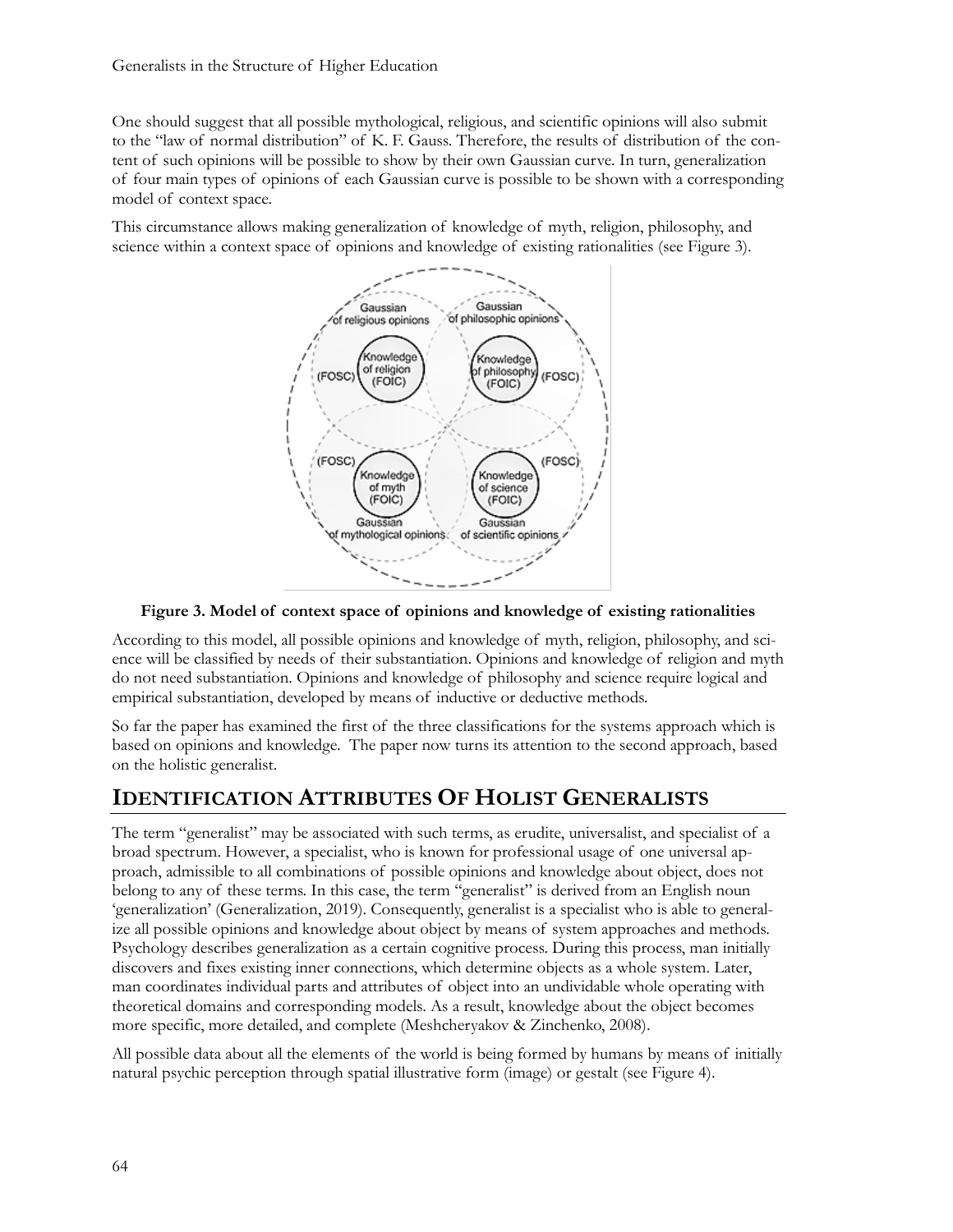One should suggest that all possible mythological, religious, and scientific opinions will also submit to the "law of normal distribution" of K. F. Gauss. Therefore, the results of distribution of the content of such opinions will be possible to show by their own Gaussian curve. In turn, generalization of four main types of opinions of each Gaussian curve is possible to be shown with a corresponding model of context space.

This circumstance allows making generalization of knowledge of myth, religion, philosophy, and science within a context space of opinions and knowledge of existing rationalities (see Figure 3).

**Figure 3. Model of context space of opinions and knowledge of existing rationalities**

According to this model, all possible opinions and knowledge of myth, religion, philosophy, and science will be classified by needs of their substantiation. Opinions and knowledge of religion and myth do not need substantiation. Opinions and knowledge of philosophy and science require logical and empirical substantiation, developed by means of inductive or deductive methods.

So far the paper has examined the first of the three classifications for the systems approach which is based on opinions and knowledge. The paper now turns its attention to the second approach, based on the holistic generalist.

## IDENTIFICATION ATTRIBUTES OF HOLIST GENERALISTS

The term "generalist" may be associated with such terms, as erudite, universalist, and specialist of a broad spectrum. However, a specialist, who is known for professional usage of one universal approach, admissible to all combinations of possible opinions and knowledge about object, does not belong to any of these terms. In this case, the term "generalist" is derived from an English noun 'generalization' (Generalization, 2019). Consequently, generalist is a specialist who is able to generalize all possible opinions and knowledge about object by means of system approaches and methods. Psychology describes generalization as a certain cognitive process. During this process, man initially discovers and fixes existing inner connections, which determine objects as a whole system. Later, man coordinates individual parts and attributes of object into an undividable whole operating with theoretical domains and corresponding models. As a result, knowledge about the object becomes more specific, more detailed, and complete (Meshcheryakov & Zinchenko, 2008).

All possible data about all the elements of the world is being formed by humans by means of initially natural psychic perception through spatial illustrative form (image) or gestalt (see Figure 4).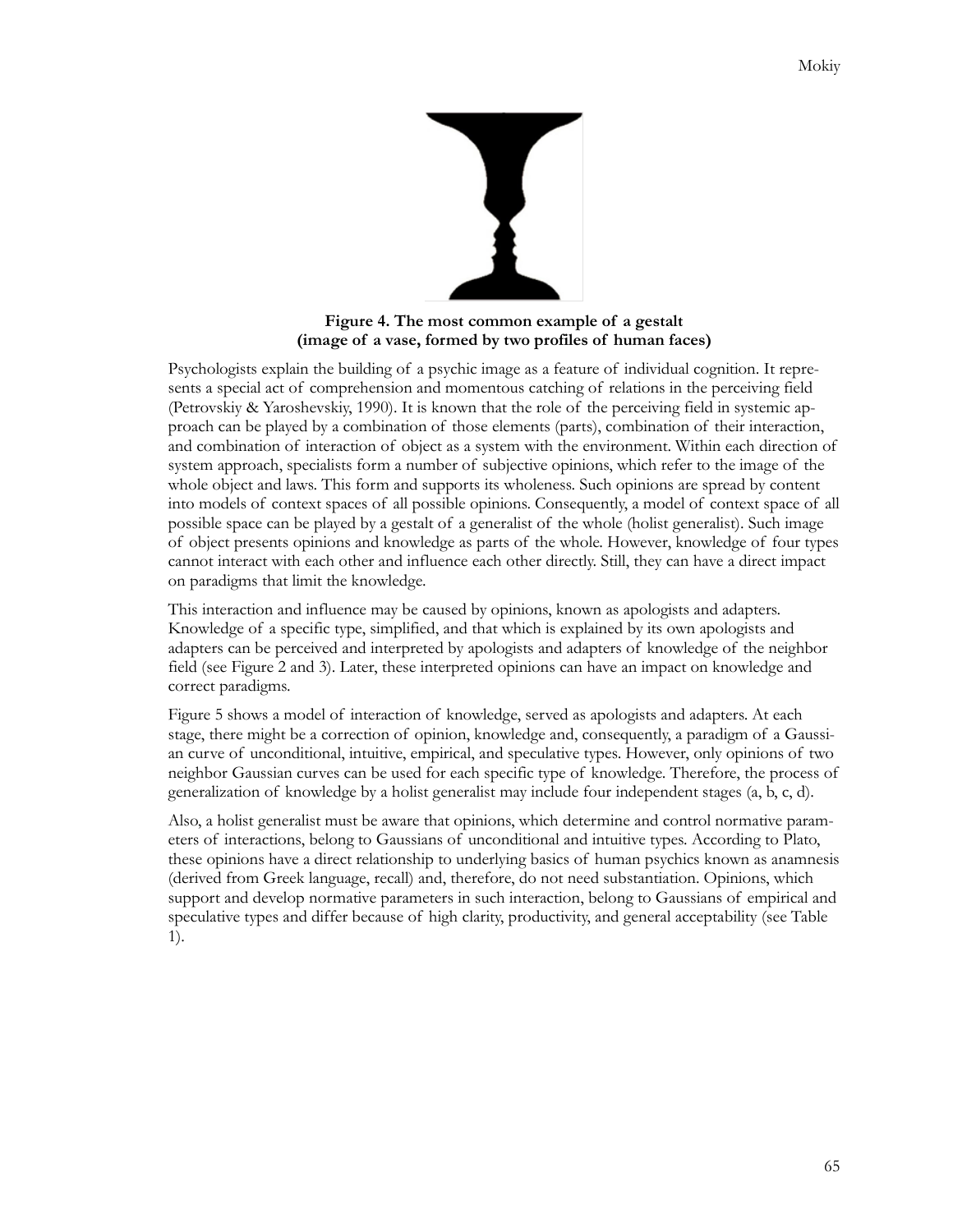**Figure 4. The most common example of a gestalt (image of a vase, formed by two profiles of human faces)**

Psychologists explain the building of a psychic image as a feature of individual cognition. It represents a special act of comprehension and momentous catching of relations in the perceiving field (Petrovskiy & Yaroshevskiy, 1990). It is known that the role of the perceiving field in systemic approach can be played by a combination of those elements (parts), combination of their interaction, and combination of interaction of object as a system with the environment. Within each direction of system approach, specialists form a number of subjective opinions, which refer to the image of the whole object and laws. This form and supports its wholeness. Such opinions are spread by content into models of context spaces of all possible opinions. Consequently, a model of context space of all possible space can be played by a gestalt of a generalist of the whole (holist generalist). Such image of object presents opinions and knowledge as parts of the whole. However, knowledge of four types cannot interact with each other and influence each other directly. Still, they can have a direct impact on paradigms that limit the knowledge.

This interaction and influence may be caused by opinions, known as apologists and adapters. Knowledge of a specific type, simplified, and that which is explained by its own apologists and adapters can be perceived and interpreted by apologists and adapters of knowledge of the neighbor field (see Figure 2 and 3). Later, these interpreted opinions can have an impact on knowledge and correct paradigms.

Figure 5 shows a model of interaction of knowledge, served as apologists and adapters. At each stage, there might be a correction of opinion, knowledge and, consequently, a paradigm of a Gaussian curve of unconditional, intuitive, empirical, and speculative types. However, only opinions of two neighbor Gaussian curves can be used for each specific type of knowledge. Therefore, the process of generalization of knowledge by a holist generalist may include four independent stages (a, b, c, d).

Also, a holist generalist must be aware that opinions, which determine and control normative parameters of interactions, belong to Gaussians of unconditional and intuitive types. According to Plato, these opinions have a direct relationship to underlying basics of human psychics known as anamnesis (derived from Greek language, recall) and, therefore, do not need substantiation. Opinions, which support and develop normative parameters in such interaction, belong to Gaussians of empirical and speculative types and differ because of high clarity, productivity, and general acceptability (see Table 1).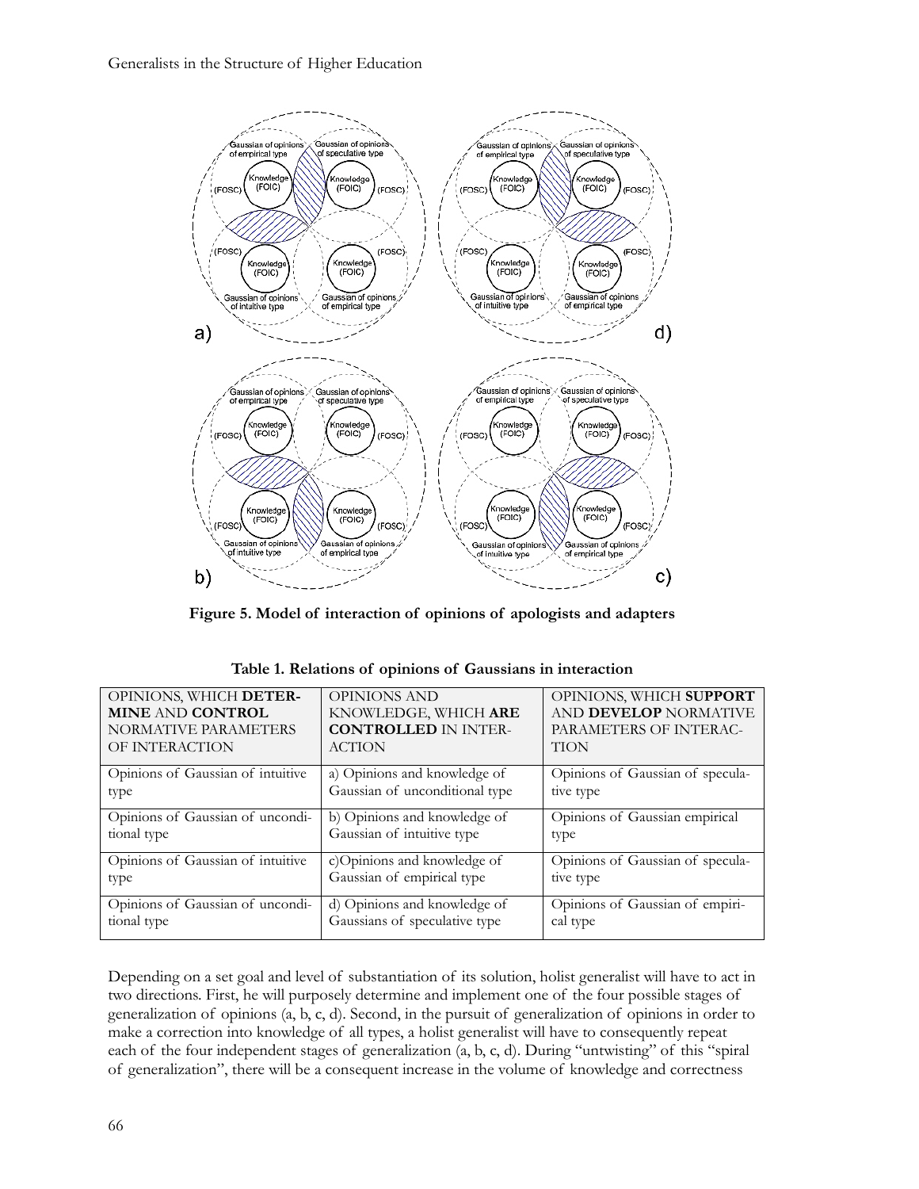Figure 5. Model of interaction of opinions of apologists and adapters

**Table 1. Relations of opinions of Gaussians in interaction**

| OPINIONS, WHICH **DETERMINE** AND **CONTROL** NORMATIVE PARAMETERS OF INTERACTION | OPINIONS AND KNOWLEDGE, WHICH **ARE CONTROLLED** IN INTERACTION | OPINIONS, WHICH **SUPPORT** AND **DEVELOP** NORMATIVE PARAMETERS OF INTERACTION |
|---|---|---|
| Opinions of Gaussian of intuitive type | a) Opinions and knowledge of Gaussian of unconditional type | Opinions of Gaussian of speculative type |
| Opinions of Gaussian of unconditional type | b) Opinions and knowledge of Gaussian of intuitive type | Opinions of Gaussian empirical type |
| Opinions of Gaussian of intuitive type | c)Opinions and knowledge of Gaussian of empirical type | Opinions of Gaussian of speculative type |
| Opinions of Gaussian of unconditional type | d) Opinions and knowledge of Gaussians of speculative type | Opinions of Gaussian of empirical type |

Depending on a set goal and level of substantiation of its solution, holist generalist will have to act in two directions. First, he will purposely determine and implement one of the four possible stages of generalization of opinions (a, b, c, d). Second, in the pursuit of generalization of opinions in order to make a correction into knowledge of all types, a holist generalist will have to consequently repeat each of the four independent stages of generalization (a, b, c, d). During "untwisting" of this "spiral of generalization", there will be a consequent increase in the volume of knowledge and correctness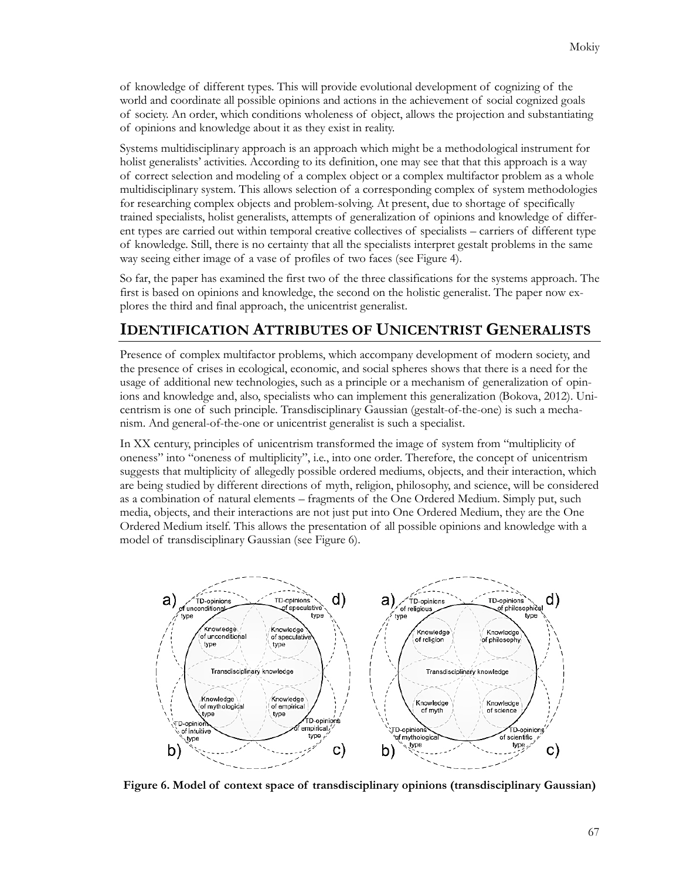of knowledge of different types. This will provide evolutional development of cognizing of the world and coordinate all possible opinions and actions in the achievement of social cognized goals of society. An order, which conditions wholeness of object, allows the projection and substantiating of opinions and knowledge about it as they exist in reality.

Systems multidisciplinary approach is an approach which might be a methodological instrument for holist generalists' activities. According to its definition, one may see that that this approach is a way of correct selection and modeling of a complex object or a complex multifactor problem as a whole multidisciplinary system. This allows selection of a corresponding complex of system methodologies for researching complex objects and problem-solving. At present, due to shortage of specifically trained specialists, holist generalists, attempts of generalization of opinions and knowledge of different types are carried out within temporal creative collectives of specialists – carriers of different type of knowledge. Still, there is no certainty that all the specialists interpret gestalt problems in the same way seeing either image of a vase of profiles of two faces (see Figure 4).

So far, the paper has examined the first two of the three classifications for the systems approach. The first is based on opinions and knowledge, the second on the holistic generalist. The paper now explores the third and final approach, the unicentrist generalist.

## IDENTIFICATION ATTRIBUTES OF UNICENTRIST GENERALISTS

Presence of complex multifactor problems, which accompany development of modern society, and the presence of crises in ecological, economic, and social spheres shows that there is a need for the usage of additional new technologies, such as a principle or a mechanism of generalization of opinions and knowledge and, also, specialists who can implement this generalization (Bokova, 2012). Unicentrism is one of such principle. Transdisciplinary Gaussian (gestalt-of-the-one) is such a mechanism. And general-of-the-one or unicentrist generalist is such a specialist.

In XX century, principles of unicentrism transformed the image of system from "multiplicity of oneness" into "oneness of multiplicity", i.e., into one order. Therefore, the concept of unicentrism suggests that multiplicity of allegedly possible ordered mediums, objects, and their interaction, which are being studied by different directions of myth, religion, philosophy, and science, will be considered as a combination of natural elements – fragments of the One Ordered Medium. Simply put, such media, objects, and their interactions are not just put into One Ordered Medium, they are the One Ordered Medium itself. This allows the presentation of all possible opinions and knowledge with a model of transdisciplinary Gaussian (see Figure 6).

**Figure 6. Model of context space of transdisciplinary opinions (transdisciplinary Gaussian)**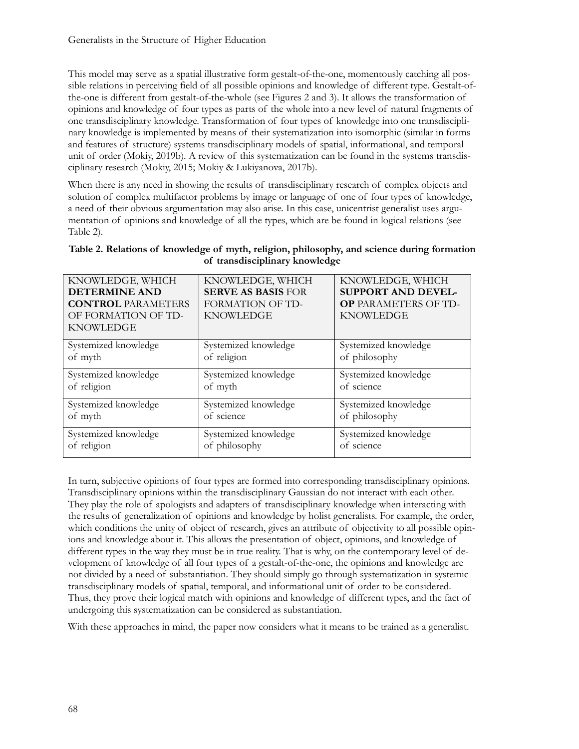This model may serve as a spatial illustrative form gestalt-of-the-one, momentously catching all possible relations in perceiving field of all possible opinions and knowledge of different type. Gestalt-of-the-one is different from gestalt-of-the-whole (see Figures 2 and 3). It allows the transformation of opinions and knowledge of four types as parts of the whole into a new level of natural fragments of one transdisciplinary knowledge. Transformation of four types of knowledge into one transdisciplinary knowledge is implemented by means of their systematization into isomorphic (similar in forms and features of structure) systems transdisciplinary models of spatial, informational, and temporal unit of order (Mokiy, 2019b). A review of this systematization can be found in the systems transdisciplinary research (Mokiy, 2015; Mokiy & Lukiyanova, 2017b).

When there is any need in showing the results of transdisciplinary research of complex objects and solution of complex multifactor problems by image or language of one of four types of knowledge, a need of their obvious argumentation may also arise. In this case, unicentrist generalist uses argumentation of opinions and knowledge of all the types, which are be found in logical relations (see Table 2).

**Table 2. Relations of knowledge of myth, religion, philosophy, and science during formation of transdisciplinary knowledge**

| KNOWLEDGE, WHICH **DETERMINE AND CONTROL** PARAMETERS OF FORMATION OF TD-KNOWLEDGE | KNOWLEDGE, WHICH **SERVE AS BASIS** FOR FORMATION OF TD-KNOWLEDGE | KNOWLEDGE, WHICH **SUPPORT AND DEVELOP** PARAMETERS OF TD-KNOWLEDGE |
|---|---|---|
| Systemized knowledge of myth | Systemized knowledge of religion | Systemized knowledge of philosophy |
| Systemized knowledge of religion | Systemized knowledge of myth | Systemized knowledge of science |
| Systemized knowledge of myth | Systemized knowledge of science | Systemized knowledge of philosophy |
| Systemized knowledge of religion | Systemized knowledge of philosophy | Systemized knowledge of science |

In turn, subjective opinions of four types are formed into corresponding transdisciplinary opinions. Transdisciplinary opinions within the transdisciplinary Gaussian do not interact with each other. They play the role of apologists and adapters of transdisciplinary knowledge when interacting with the results of generalization of opinions and knowledge by holist generalists. For example, the order, which conditions the unity of object of research, gives an attribute of objectivity to all possible opinions and knowledge about it. This allows the presentation of object, opinions, and knowledge of different types in the way they must be in true reality. That is why, on the contemporary level of development of knowledge of all four types of a gestalt-of-the-one, the opinions and knowledge are not divided by a need of substantiation. They should simply go through systematization in systemic transdisciplinary models of spatial, temporal, and informational unit of order to be considered. Thus, they prove their logical match with opinions and knowledge of different types, and the fact of undergoing this systematization can be considered as substantiation.

With these approaches in mind, the paper now considers what it means to be trained as a generalist.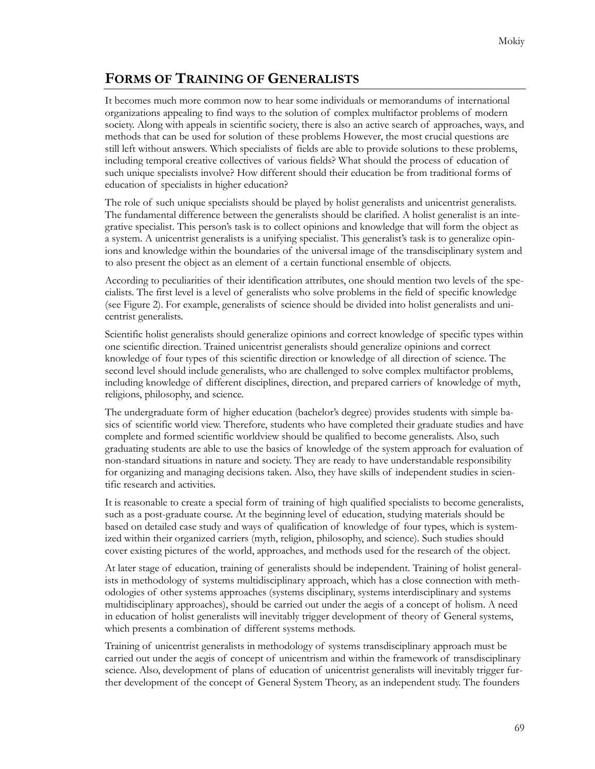## FORMS OF TRAINING OF GENERALISTS

It becomes much more common now to hear some individuals or memorandums of international organizations appealing to find ways to the solution of complex multifactor problems of modern society. Along with appeals in scientific society, there is also an active search of approaches, ways, and methods that can be used for solution of these problems However, the most crucial questions are still left without answers. Which specialists of fields are able to provide solutions to these problems, including temporal creative collectives of various fields? What should the process of education of such unique specialists involve? How different should their education be from traditional forms of education of specialists in higher education?

The role of such unique specialists should be played by holist generalists and unicentrist generalists. The fundamental difference between the generalists should be clarified. A holist generalist is an integrative specialist. This person's task is to collect opinions and knowledge that will form the object as a system. A unicentrist generalists is a unifying specialist. This generalist's task is to generalize opinions and knowledge within the boundaries of the universal image of the transdisciplinary system and to also present the object as an element of a certain functional ensemble of objects.

According to peculiarities of their identification attributes, one should mention two levels of the specialists. The first level is a level of generalists who solve problems in the field of specific knowledge (see Figure 2). For example, generalists of science should be divided into holist generalists and unicentrist generalists.

Scientific holist generalists should generalize opinions and correct knowledge of specific types within one scientific direction. Trained unicentrist generalists should generalize opinions and correct knowledge of four types of this scientific direction or knowledge of all direction of science. The second level should include generalists, who are challenged to solve complex multifactor problems, including knowledge of different disciplines, direction, and prepared carriers of knowledge of myth, religions, philosophy, and science.

The undergraduate form of higher education (bachelor's degree) provides students with simple basics of scientific world view. Therefore, students who have completed their graduate studies and have complete and formed scientific worldview should be qualified to become generalists. Also, such graduating students are able to use the basics of knowledge of the system approach for evaluation of non-standard situations in nature and society. They are ready to have understandable responsibility for organizing and managing decisions taken. Also, they have skills of independent studies in scientific research and activities.

It is reasonable to create a special form of training of high qualified specialists to become generalists, such as a post-graduate course. At the beginning level of education, studying materials should be based on detailed case study and ways of qualification of knowledge of four types, which is systemized within their organized carriers (myth, religion, philosophy, and science). Such studies should cover existing pictures of the world, approaches, and methods used for the research of the object.

At later stage of education, training of generalists should be independent. Training of holist generalists in methodology of systems multidisciplinary approach, which has a close connection with methodologies of other systems approaches (systems disciplinary, systems interdisciplinary and systems multidisciplinary approaches), should be carried out under the aegis of a concept of holism. A need in education of holist generalists will inevitably trigger development of theory of General systems, which presents a combination of different systems methods.

Training of unicentrist generalists in methodology of systems transdisciplinary approach must be carried out under the aegis of concept of unicentrism and within the framework of transdisciplinary science. Also, development of plans of education of unicentrist generalists will inevitably trigger further development of the concept of General System Theory, as an independent study. The founders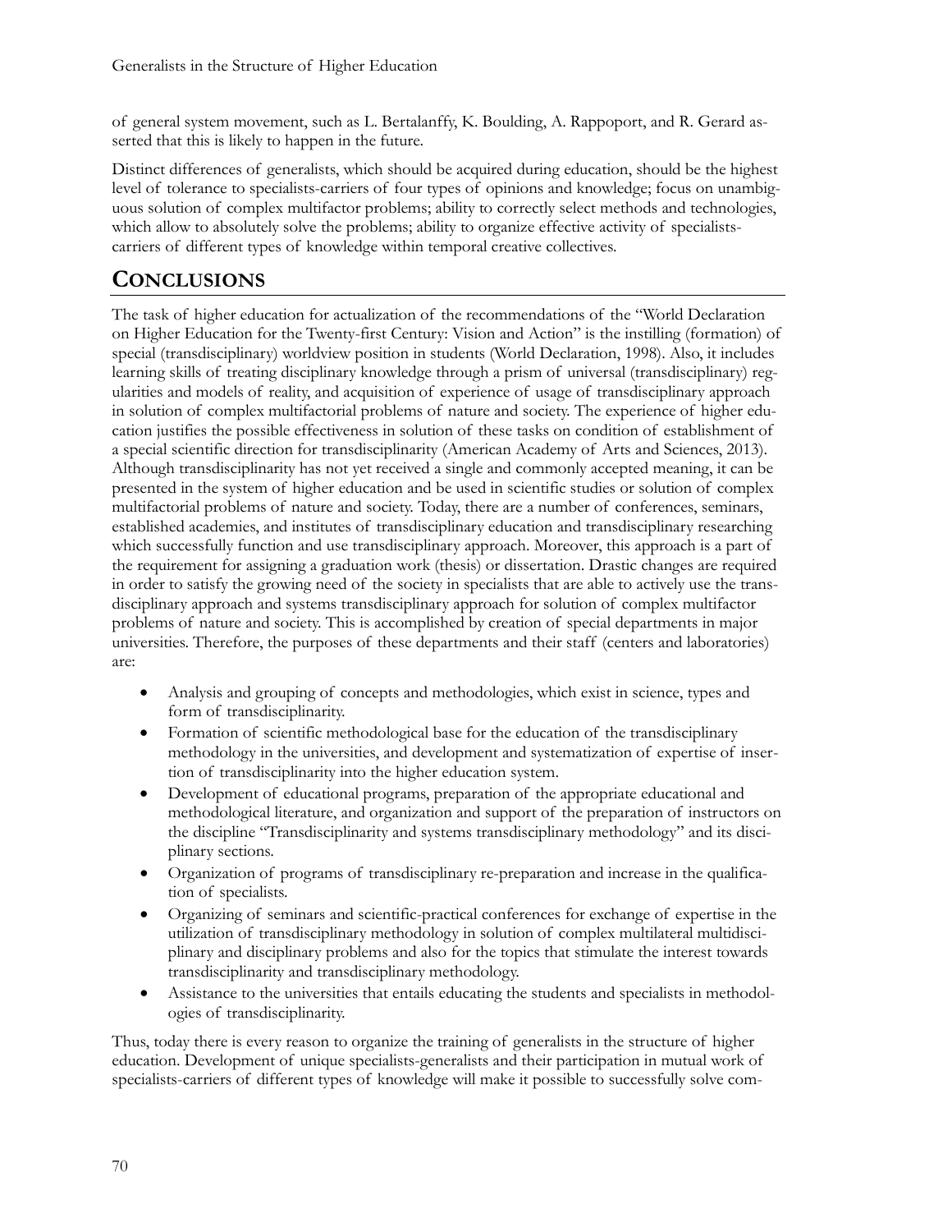of general system movement, such as L. Bertalanffy, K. Boulding, A. Rappoport, and R. Gerard asserted that this is likely to happen in the future.

Distinct differences of generalists, which should be acquired during education, should be the highest level of tolerance to specialists-carriers of four types of opinions and knowledge; focus on unambiguous solution of complex multifactor problems; ability to correctly select methods and technologies, which allow to absolutely solve the problems; ability to organize effective activity of specialists-carriers of different types of knowledge within temporal creative collectives.

## CONCLUSIONS

The task of higher education for actualization of the recommendations of the "World Declaration on Higher Education for the Twenty-first Century: Vision and Action" is the instilling (formation) of special (transdisciplinary) worldview position in students (World Declaration, 1998). Also, it includes learning skills of treating disciplinary knowledge through a prism of universal (transdisciplinary) regularities and models of reality, and acquisition of experience of usage of transdisciplinary approach in solution of complex multifactorial problems of nature and society. The experience of higher education justifies the possible effectiveness in solution of these tasks on condition of establishment of a special scientific direction for transdisciplinarity (American Academy of Arts and Sciences, 2013). Although transdisciplinarity has not yet received a single and commonly accepted meaning, it can be presented in the system of higher education and be used in scientific studies or solution of complex multifactorial problems of nature and society. Today, there are a number of conferences, seminars, established academies, and institutes of transdisciplinary education and transdisciplinary researching which successfully function and use transdisciplinary approach. Moreover, this approach is a part of the requirement for assigning a graduation work (thesis) or dissertation. Drastic changes are required in order to satisfy the growing need of the society in specialists that are able to actively use the transdisciplinary approach and systems transdisciplinary approach for solution of complex multifactor problems of nature and society. This is accomplished by creation of special departments in major universities. Therefore, the purposes of these departments and their staff (centers and laboratories) are:

- Analysis and grouping of concepts and methodologies, which exist in science, types and form of transdisciplinarity.
- Formation of scientific methodological base for the education of the transdisciplinary methodology in the universities, and development and systematization of expertise of insertion of transdisciplinarity into the higher education system.
- Development of educational programs, preparation of the appropriate educational and methodological literature, and organization and support of the preparation of instructors on the discipline "Transdisciplinarity and systems transdisciplinary methodology" and its disciplinary sections.
- Organization of programs of transdisciplinary re-preparation and increase in the qualification of specialists.
- Organizing of seminars and scientific-practical conferences for exchange of expertise in the utilization of transdisciplinary methodology in solution of complex multilateral multidisciplinary and disciplinary problems and also for the topics that stimulate the interest towards transdisciplinarity and transdisciplinary methodology.
- Assistance to the universities that entails educating the students and specialists in methodologies of transdisciplinarity.

Thus, today there is every reason to organize the training of generalists in the structure of higher education. Development of unique specialists-generalists and their participation in mutual work of specialists-carriers of different types of knowledge will make it possible to successfully solve com-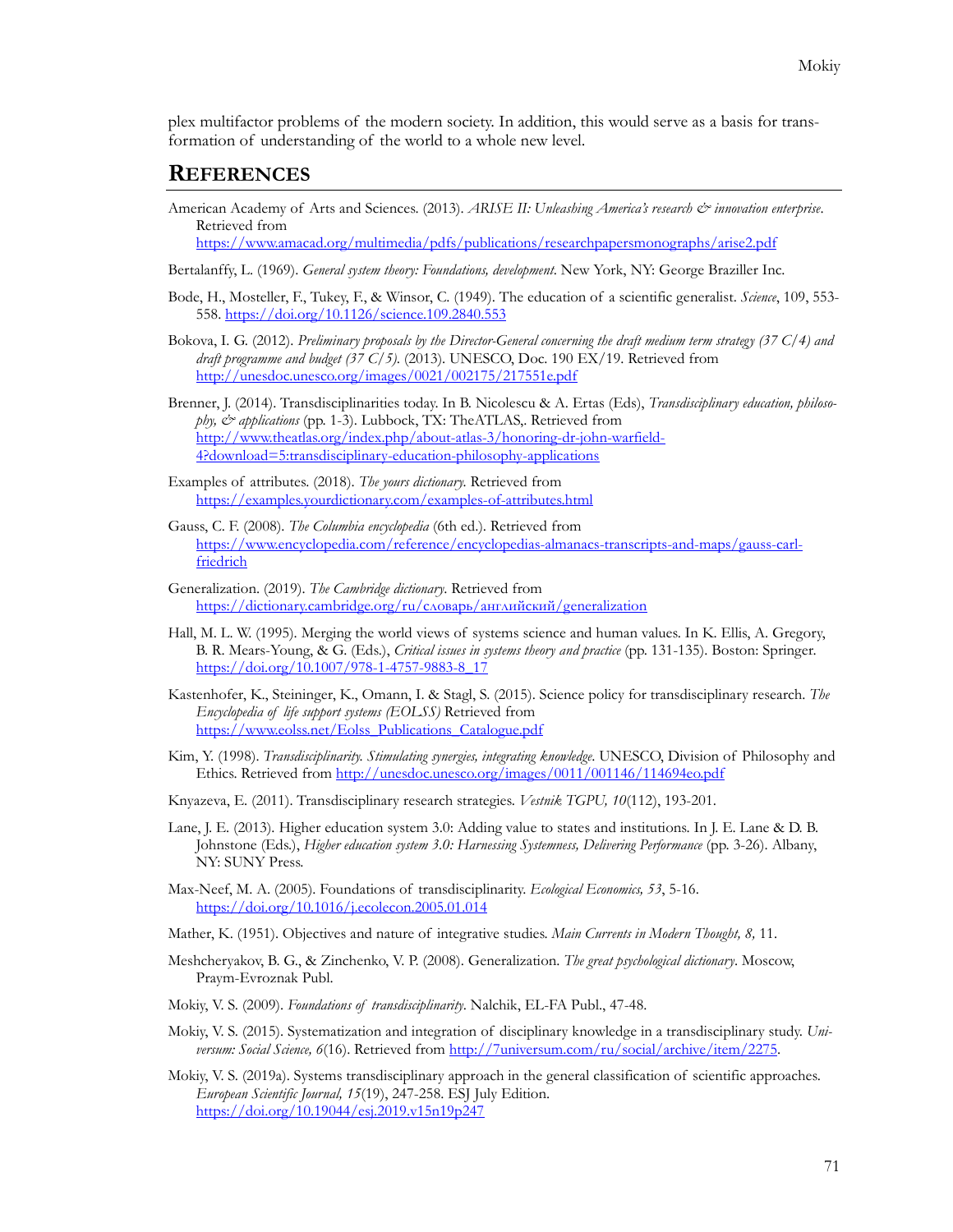plex multifactor problems of the modern society. In addition, this would serve as a basis for transformation of understanding of the world to a whole new level.

## REFERENCES

American Academy of Arts and Sciences. (2013). *ARISE II: Unleashing America's research & innovation enterprise*. Retrieved from https://www.amacad.org/multimedia/pdfs/publications/researchpapersmonographs/arise2.pdf

Bertalanffy, L. (1969). *General system theory: Foundations, development*. New York, NY: George Braziller Inc.

Bode, H., Mosteller, F., Tukey, F., & Winsor, C. (1949). The education of a scientific generalist. *Science*, 109, 553-558. https://doi.org/10.1126/science.109.2840.553

Bokova, I. G. (2012). *Preliminary proposals by the Director-General concerning the draft medium term strategy (37 C/4) and draft programme and budget (37 C/5).* (2013). UNESCO, Doc. 190 EX/19. Retrieved from http://unesdoc.unesco.org/images/0021/002175/217551e.pdf

Brenner, J. (2014). Transdisciplinarities today. In B. Nicolescu & A. Ertas (Eds), *Transdisciplinary education, philosophy, & applications* (pp. 1-3). Lubbock, TX: TheATLAS,. Retrieved from http://www.theatlas.org/index.php/about-atlas-3/honoring-dr-john-warfield-4?download=5:transdisciplinary-education-philosophy-applications

Examples of attributes. (2018). *The yours dictionary.* Retrieved from https://examples.yourdictionary.com/examples-of-attributes.html

Gauss, C. F. (2008). *The Columbia encyclopedia* (6th ed.). Retrieved from https://www.encyclopedia.com/reference/encyclopedias-almanacs-transcripts-and-maps/gauss-carl-friedrich

Generalization. (2019). *The Cambridge dictionary*. Retrieved from https://dictionary.cambridge.org/ru/словарь/английский/generalization

Hall, M. L. W. (1995). Merging the world views of systems science and human values. In K. Ellis, A. Gregory, B. R. Mears-Young, & G. (Eds.), *Critical issues in systems theory and practice* (pp. 131-135). Boston: Springer. https://doi.org/10.1007/978-1-4757-9883-8_17

Kastenhofer, K., Steininger, K., Omann, I. & Stagl, S. (2015). Science policy for transdisciplinary research. *The Encyclopedia of life support systems (EOLSS)* Retrieved from https://www.eolss.net/Eolss_Publications_Catalogue.pdf

Kim, Y. (1998). *Transdisciplinarity. Stimulating synergies, integrating knowledge*. UNESCO, Division of Philosophy and Ethics. Retrieved from http://unesdoc.unesco.org/images/0011/001146/114694eo.pdf

Knyazeva, E. (2011). Transdisciplinary research strategies. *Vestnik TGPU, 10*(112), 193-201.

Lane, J. E. (2013). Higher education system 3.0: Adding value to states and institutions. In J. E. Lane & D. B. Johnstone (Eds.), *Higher education system 3.0: Harnessing Systemness, Delivering Performance* (pp. 3-26). Albany, NY: SUNY Press.

Max-Neef, M. A. (2005). Foundations of transdisciplinarity. *Ecological Economics, 53*, 5-16. https://doi.org/10.1016/j.ecolecon.2005.01.014

Mather, K. (1951). Objectives and nature of integrative studies. *Main Currents in Modern Thought, 8,* 11.

Meshcheryakov, B. G., & Zinchenko, V. P. (2008). Generalization. *The great psychological dictionary*. Moscow, Praym-Evroznak Publ.

Mokiy, V. S. (2009). *Foundations of transdisciplinarity*. Nalchik, EL-FA Publ., 47-48.

Mokiy, V. S. (2015). Systematization and integration of disciplinary knowledge in a transdisciplinary study. *Universum: Social Science, 6*(16). Retrieved from http://7universum.com/ru/social/archive/item/2275.

Mokiy, V. S. (2019a). Systems transdisciplinary approach in the general classification of scientific approaches. *European Scientific Journal, 15*(19), 247-258. ESJ July Edition. https://doi.org/10.19044/esj.2019.v15n19p247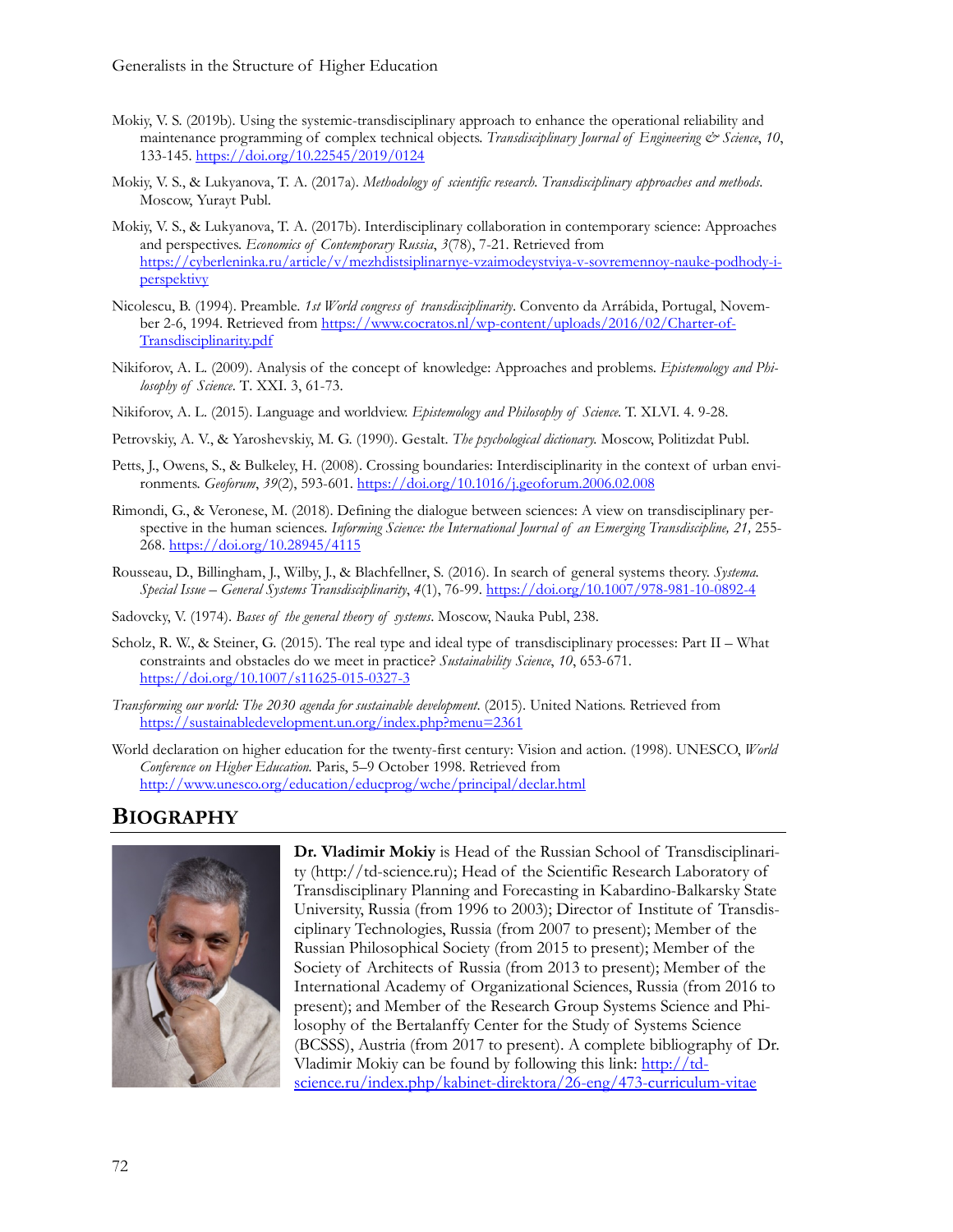Mokiy, V. S. (2019b). Using the systemic-transdisciplinary approach to enhance the operational reliability and maintenance programming of complex technical objects. *Transdisciplinary Journal of Engineering & Science*, *10*, 133-145. https://doi.org/10.22545/2019/0124

Mokiy, V. S., & Lukyanova, T. A. (2017a). *Methodology of scientific research. Transdisciplinary approaches and methods*. Moscow, Yurayt Publ.

Mokiy, V. S., & Lukyanova, T. A. (2017b). Interdisciplinary collaboration in contemporary science: Approaches and perspectives. *Economics of Contemporary Russia*, *3*(78), 7-21. Retrieved from https://cyberleninka.ru/article/v/mezhdistsiplinarnye-vzaimodeystviya-v-sovremennoy-nauke-podhody-i-perspektivy

Nicolescu, B. (1994). Preamble. *1st World congress of transdisciplinarity*. Convento da Arrábida, Portugal, November 2-6, 1994. Retrieved from https://www.cocratos.nl/wp-content/uploads/2016/02/Charter-of-Transdisciplinarity.pdf

Nikiforov, A. L. (2009). Analysis of the concept of knowledge: Approaches and problems. *Epistemology and Philosophy of Science*. T. XXI. 3, 61-73.

Nikiforov, A. L. (2015). Language and worldview. *Epistemology and Philosophy of Science*. T. XLVI. 4. 9-28.

Petrovskiy, A. V., & Yaroshevskiy, M. G. (1990). Gestalt. *The psychological dictionary.* Moscow, Politizdat Publ.

Petts, J., Owens, S., & Bulkeley, H. (2008). Crossing boundaries: Interdisciplinarity in the context of urban environments. *Geoforum*, *39*(2), 593-601. https://doi.org/10.1016/j.geoforum.2006.02.008

Rimondi, G., & Veronese, M. (2018). Defining the dialogue between sciences: A view on transdisciplinary perspective in the human sciences. *Informing Science: the International Journal of an Emerging Transdiscipline, 21,* 255-268. https://doi.org/10.28945/4115

Rousseau, D., Billingham, J., Wilby, J., & Blachfellner, S. (2016). In search of general systems theory. *Systema. Special Issue – General Systems Transdisciplinarity*, *4*(1), 76-99. https://doi.org/10.1007/978-981-10-0892-4

Sadovcky, V. (1974). *Bases of the general theory of systems*. Moscow, Nauka Publ, 238.

Scholz, R. W., & Steiner, G. (2015). The real type and ideal type of transdisciplinary processes: Part II – What constraints and obstacles do we meet in practice? *Sustainability Science*, *10*, 653-671. https://doi.org/10.1007/s11625-015-0327-3

*Transforming our world: The 2030 agenda for sustainable development*. (2015). United Nations. Retrieved from https://sustainabledevelopment.un.org/index.php?menu=2361

World declaration on higher education for the twenty-first century: Vision and action. (1998). UNESCO, *World Conference on Higher Education.* Paris, 5–9 October 1998. Retrieved from http://www.unesco.org/education/educprog/wche/principal/declar.html

## BIOGRAPHY

**Dr. Vladimir Mokiy** is Head of the Russian School of Transdisciplinarity (http://td-science.ru); Head of the Scientific Research Laboratory of Transdisciplinary Planning and Forecasting in Kabardino-Balkarsky State University, Russia (from 1996 to 2003); Director of Institute of Transdisciplinary Technologies, Russia (from 2007 to present); Member of the Russian Philosophical Society (from 2015 to present); Member of the Society of Architects of Russia (from 2013 to present); Member of the International Academy of Organizational Sciences, Russia (from 2016 to present); and Member of the Research Group Systems Science and Philosophy of the Bertalanffy Center for the Study of Systems Science (BCSSS), Austria (from 2017 to present). A complete bibliography of Dr. Vladimir Mokiy can be found by following this link: http://td-science.ru/index.php/kabinet-direktora/26-eng/473-curriculum-vitae